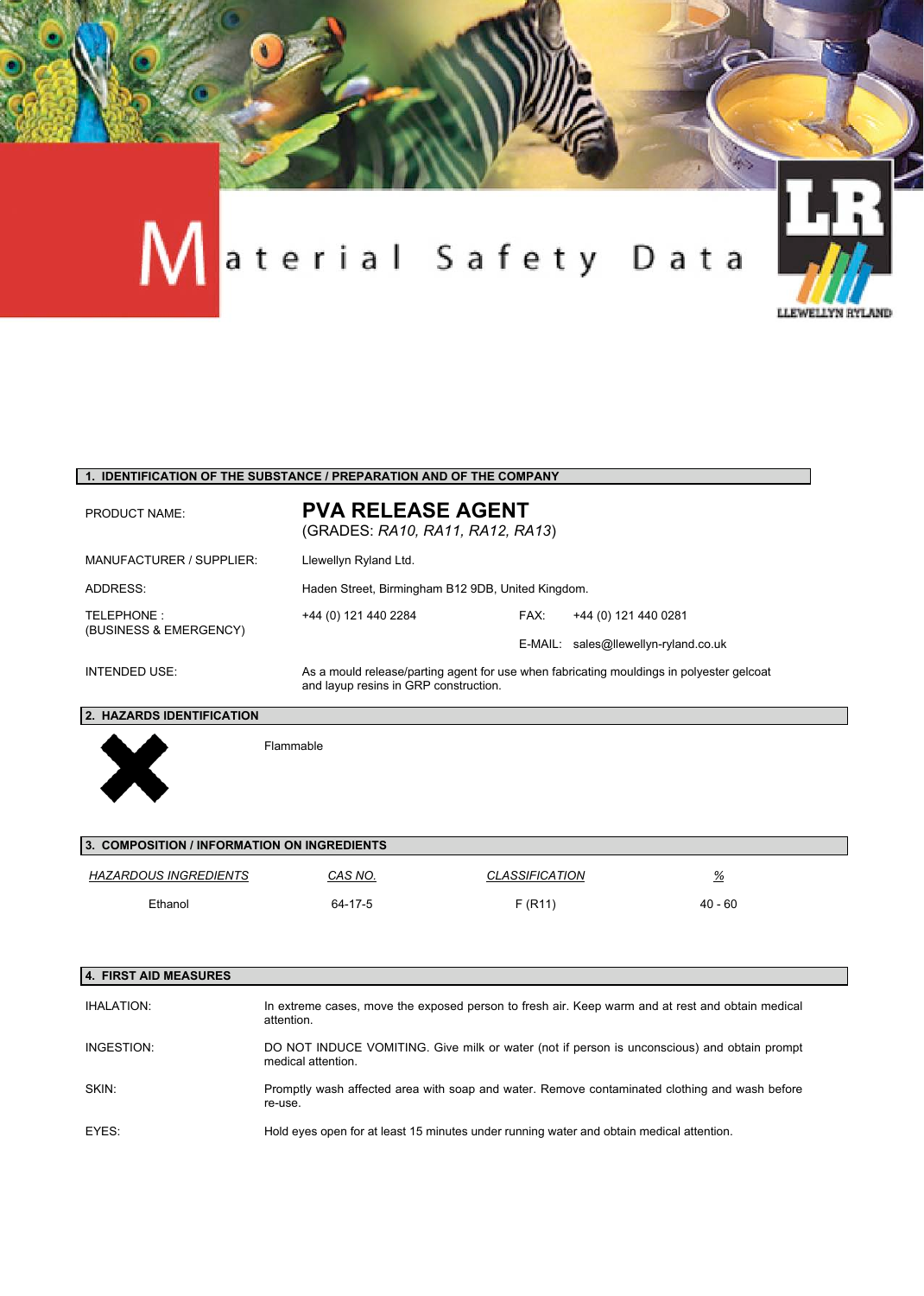# Material Safety Data

LLEWELLYN RYLAND

## 1. IDENTIFICATION OF THE SUBSTANCE / PREPARATION AND OF THE COMPANY

| | |
|---|---|
| PRODUCT NAME: | **PVA RELEASE AGENT** (GRADES: *RA10, RA11, RA12, RA13*) |
| MANUFACTURER / SUPPLIER: | Llewellyn Ryland Ltd. |
| ADDRESS: | Haden Street, Birmingham B12 9DB, United Kingdom. |
| TELEPHONE : (BUSINESS & EMERGENCY) | +44 (0) 121 440 2284 FAX: +44 (0) 121 440 0281 E-MAIL: sales@llewellyn-ryland.co.uk |
| INTENDED USE: | As a mould release/parting agent for use when fabricating mouldings in polyester gelcoat and layup resins in GRP construction. |

## 2. HAZARDS IDENTIFICATION

Flammable

## 3. COMPOSITION / INFORMATION ON INGREDIENTS

| *HAZARDOUS INGREDIENTS* | *CAS NO.* | *CLASSIFICATION* | *%* |
|---|---|---|---|
| Ethanol | 64-17-5 | F (R11) | 40 - 60 |

## 4. FIRST AID MEASURES

| | |
|---|---|
| IHALATION: | In extreme cases, move the exposed person to fresh air. Keep warm and at rest and obtain medical attention. |
| INGESTION: | DO NOT INDUCE VOMITING. Give milk or water (not if person is unconscious) and obtain prompt medical attention. |
| SKIN: | Promptly wash affected area with soap and water. Remove contaminated clothing and wash before re-use. |
| EYES: | Hold eyes open for at least 15 minutes under running water and obtain medical attention. |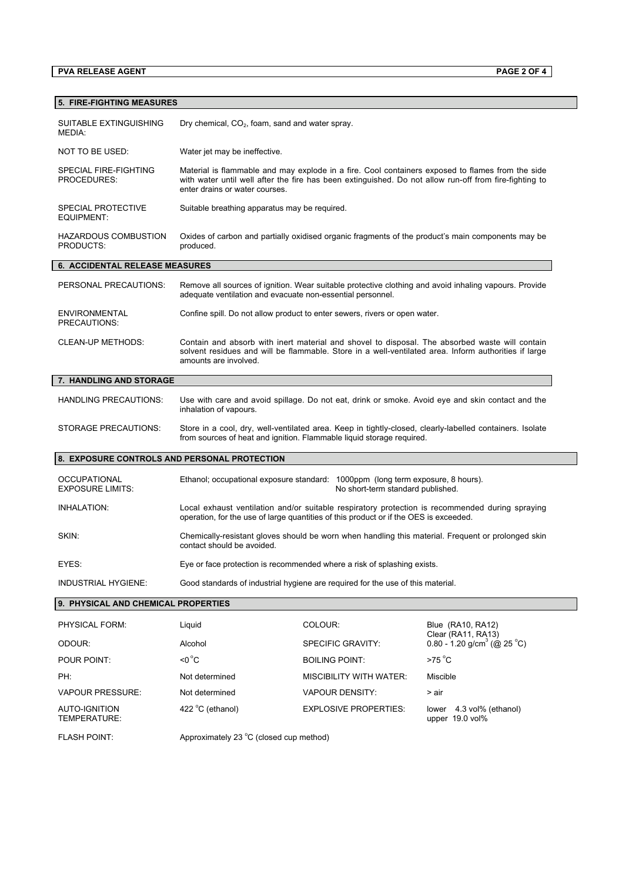## 5. FIRE-FIGHTING MEASURES

| | |
|---|---|
| SUITABLE EXTINGUISHING MEDIA: | Dry chemical, $CO_2$, foam, sand and water spray. |
| NOT TO BE USED: | Water jet may be ineffective. |
| SPECIAL FIRE-FIGHTING PROCEDURES: | Material is flammable and may explode in a fire. Cool containers exposed to flames from the side with water until well after the fire has been extinguished. Do not allow run-off from fire-fighting to enter drains or water courses. |
| SPECIAL PROTECTIVE EQUIPMENT: | Suitable breathing apparatus may be required. |
| HAZARDOUS COMBUSTION PRODUCTS: | Oxides of carbon and partially oxidised organic fragments of the product's main components may be produced. |

## 6. ACCIDENTAL RELEASE MEASURES

| | |
|---|---|
| PERSONAL PRECAUTIONS: | Remove all sources of ignition. Wear suitable protective clothing and avoid inhaling vapours. Provide adequate ventilation and evacuate non-essential personnel. |
| ENVIRONMENTAL PRECAUTIONS: | Confine spill. Do not allow product to enter sewers, rivers or open water. |
| CLEAN-UP METHODS: | Contain and absorb with inert material and shovel to disposal. The absorbed waste will contain solvent residues and will be flammable. Store in a well-ventilated area. Inform authorities if large amounts are involved. |

## 7. HANDLING AND STORAGE

| | |
|---|---|
| HANDLING PRECAUTIONS: | Use with care and avoid spillage. Do not eat, drink or smoke. Avoid eye and skin contact and the inhalation of vapours. |
| STORAGE PRECAUTIONS: | Store in a cool, dry, well-ventilated area. Keep in tightly-closed, clearly-labelled containers. Isolate from sources of heat and ignition. Flammable liquid storage required. |

## 8. EXPOSURE CONTROLS AND PERSONAL PROTECTION

| | |
|---|---|
| OCCUPATIONAL EXPOSURE LIMITS: | Ethanol; occupational exposure standard: 1000ppm (long term exposure, 8 hours). No short-term standard published. |
| INHALATION: | Local exhaust ventilation and/or suitable respiratory protection is recommended during spraying operation, for the use of large quantities of this product or if the OES is exceeded. |
| SKIN: | Chemically-resistant gloves should be worn when handling this material. Frequent or prolonged skin contact should be avoided. |
| EYES: | Eye or face protection is recommended where a risk of splashing exists. |
| INDUSTRIAL HYGIENE: | Good standards of industrial hygiene are required for the use of this material. |

## 9. PHYSICAL AND CHEMICAL PROPERTIES

| | | | |
|---|---|---|---|
| PHYSICAL FORM: | Liquid | COLOUR: | Blue (RA10, RA12) Clear (RA11, RA13) |
| ODOUR: | Alcohol | SPECIFIC GRAVITY: | 0.80 - 1.20 g/cm$^3$ (@ 25 °C) |
| POUR POINT: | <0 °C | BOILING POINT: | >75 °C |
| PH: | Not determined | MISCIBILITY WITH WATER: | Miscible |
| VAPOUR PRESSURE: | Not determined | VAPOUR DENSITY: | > air |
| AUTO-IGNITION TEMPERATURE: | 422 °C (ethanol) | EXPLOSIVE PROPERTIES: | lower 4.3 vol% (ethanol) upper 19.0 vol% |
| FLASH POINT: | Approximately 23 °C (closed cup method) | | |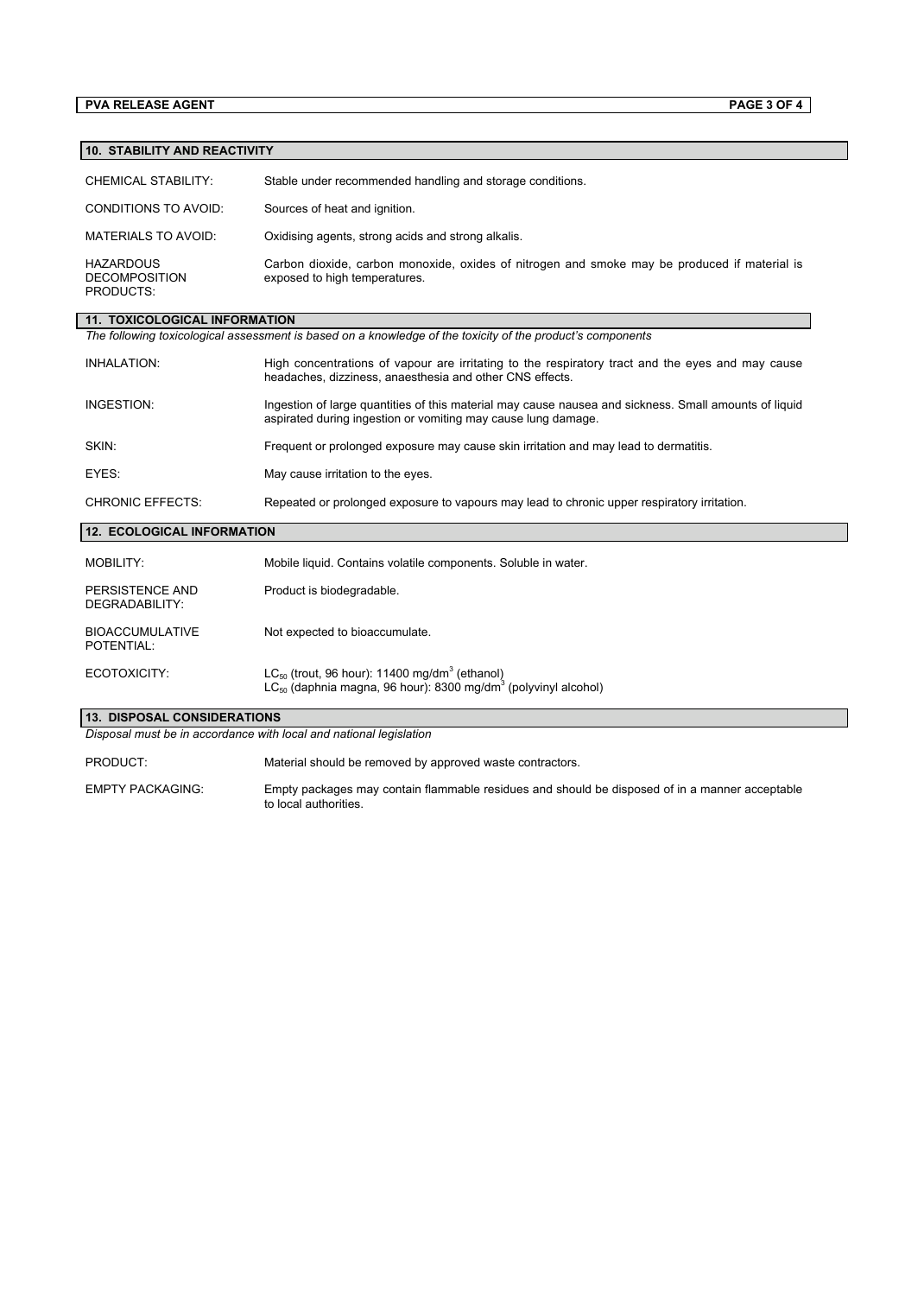## 10. STABILITY AND REACTIVITY

| | |
|---|---|
| CHEMICAL STABILITY: | Stable under recommended handling and storage conditions. |
| CONDITIONS TO AVOID: | Sources of heat and ignition. |
| MATERIALS TO AVOID: | Oxidising agents, strong acids and strong alkalis. |
| HAZARDOUS DECOMPOSITION PRODUCTS: | Carbon dioxide, carbon monoxide, oxides of nitrogen and smoke may be produced if material is exposed to high temperatures. |

## 11. TOXICOLOGICAL INFORMATION

*The following toxicological assessment is based on a knowledge of the toxicity of the product's components*

| | |
|---|---|
| INHALATION: | High concentrations of vapour are irritating to the respiratory tract and the eyes and may cause headaches, dizziness, anaesthesia and other CNS effects. |
| INGESTION: | Ingestion of large quantities of this material may cause nausea and sickness. Small amounts of liquid aspirated during ingestion or vomiting may cause lung damage. |
| SKIN: | Frequent or prolonged exposure may cause skin irritation and may lead to dermatitis. |
| EYES: | May cause irritation to the eyes. |
| CHRONIC EFFECTS: | Repeated or prolonged exposure to vapours may lead to chronic upper respiratory irritation. |

## 12. ECOLOGICAL INFORMATION

| | |
|---|---|
| MOBILITY: | Mobile liquid. Contains volatile components. Soluble in water. |
| PERSISTENCE AND DEGRADABILITY: | Product is biodegradable. |
| BIOACCUMULATIVE POTENTIAL: | Not expected to bioaccumulate. |
| ECOTOXICITY: | $LC_{50}$ (trout, 96 hour): 11400 mg/dm$^3$ (ethanol)<br>$LC_{50}$ (daphnia magna, 96 hour): 8300 mg/dm$^3$ (polyvinyl alcohol) |

## 13. DISPOSAL CONSIDERATIONS

*Disposal must be in accordance with local and national legislation*

| | |
|---|---|
| PRODUCT: | Material should be removed by approved waste contractors. |
| EMPTY PACKAGING: | Empty packages may contain flammable residues and should be disposed of in a manner acceptable to local authorities. |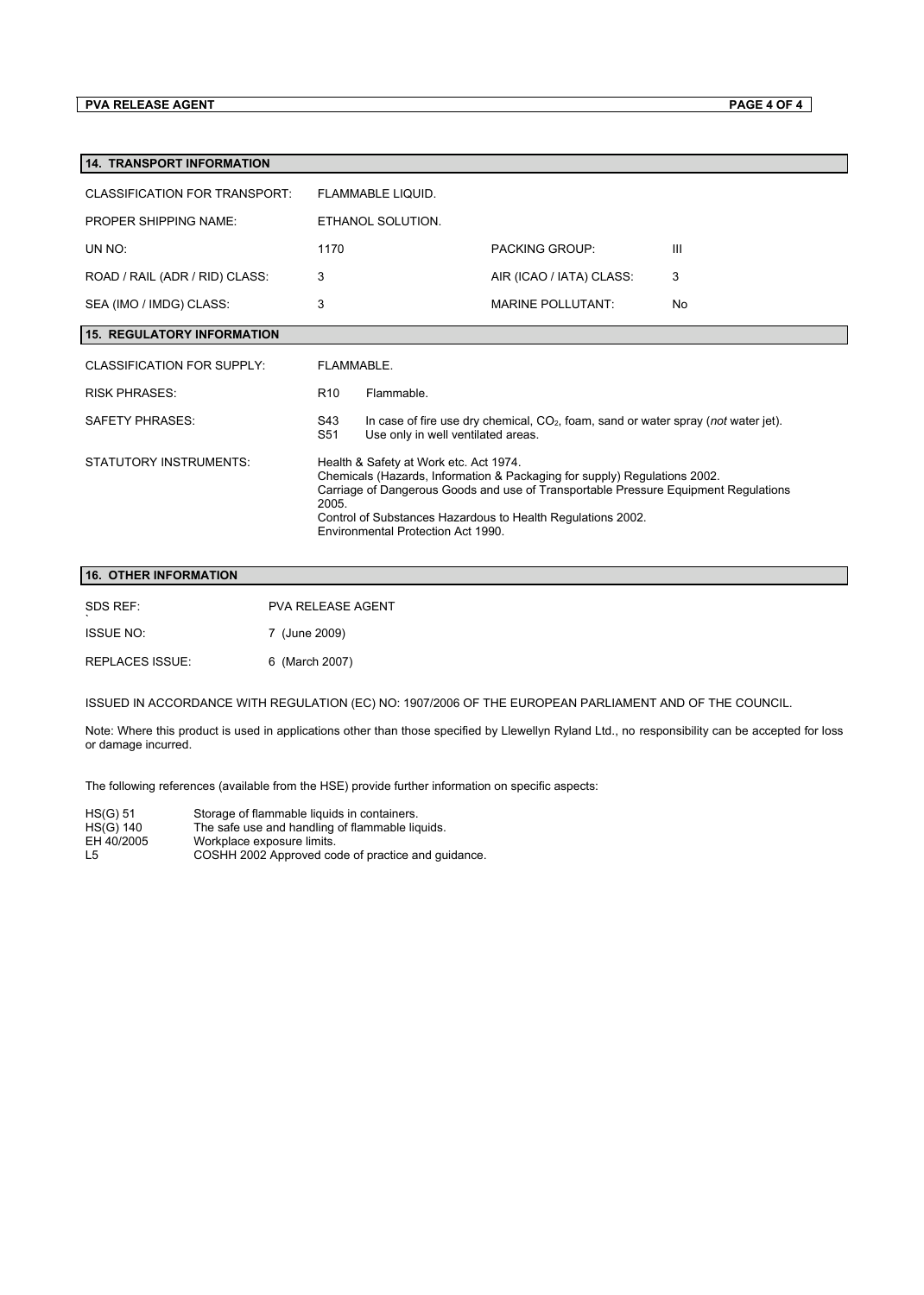## 14. TRANSPORT INFORMATION

| | | | |
|---|---|---|---|
| CLASSIFICATION FOR TRANSPORT: | FLAMMABLE LIQUID. | | |
| PROPER SHIPPING NAME: | ETHANOL SOLUTION. | | |
| UN NO: | 1170 | PACKING GROUP: | III |
| ROAD / RAIL (ADR / RID) CLASS: | 3 | AIR (ICAO / IATA) CLASS: | 3 |
| SEA (IMO / IMDG) CLASS: | 3 | MARINE POLLUTANT: | No |

## 15. REGULATORY INFORMATION

CLASSIFICATION FOR SUPPLY: FLAMMABLE.

RISK PHRASES: R10 Flammable.

SAFETY PHRASES:
- S43 In case of fire use dry chemical, $CO_2$, foam, sand or water spray (*not* water jet).
- S51 Use only in well ventilated areas.

STATUTORY INSTRUMENTS:
- Health & Safety at Work etc. Act 1974.
- Chemicals (Hazards, Information & Packaging for supply) Regulations 2002.
- Carriage of Dangerous Goods and use of Transportable Pressure Equipment Regulations 2005.
- Control of Substances Hazardous to Health Regulations 2002.
- Environmental Protection Act 1990.

## 16. OTHER INFORMATION

SDS REF: PVA RELEASE AGENT

ISSUE NO: 7 (June 2009)

REPLACES ISSUE: 6 (March 2007)

ISSUED IN ACCORDANCE WITH REGULATION (EC) NO: 1907/2006 OF THE EUROPEAN PARLIAMENT AND OF THE COUNCIL.

Note: Where this product is used in applications other than those specified by Llewellyn Ryland Ltd., no responsibility can be accepted for loss or damage incurred.

The following references (available from the HSE) provide further information on specific aspects:

| | |
|---|---|
| HS(G) 51 | Storage of flammable liquids in containers. |
| HS(G) 140 | The safe use and handling of flammable liquids. |
| EH 40/2005 | Workplace exposure limits. |
| L5 | COSHH 2002 Approved code of practice and guidance. |